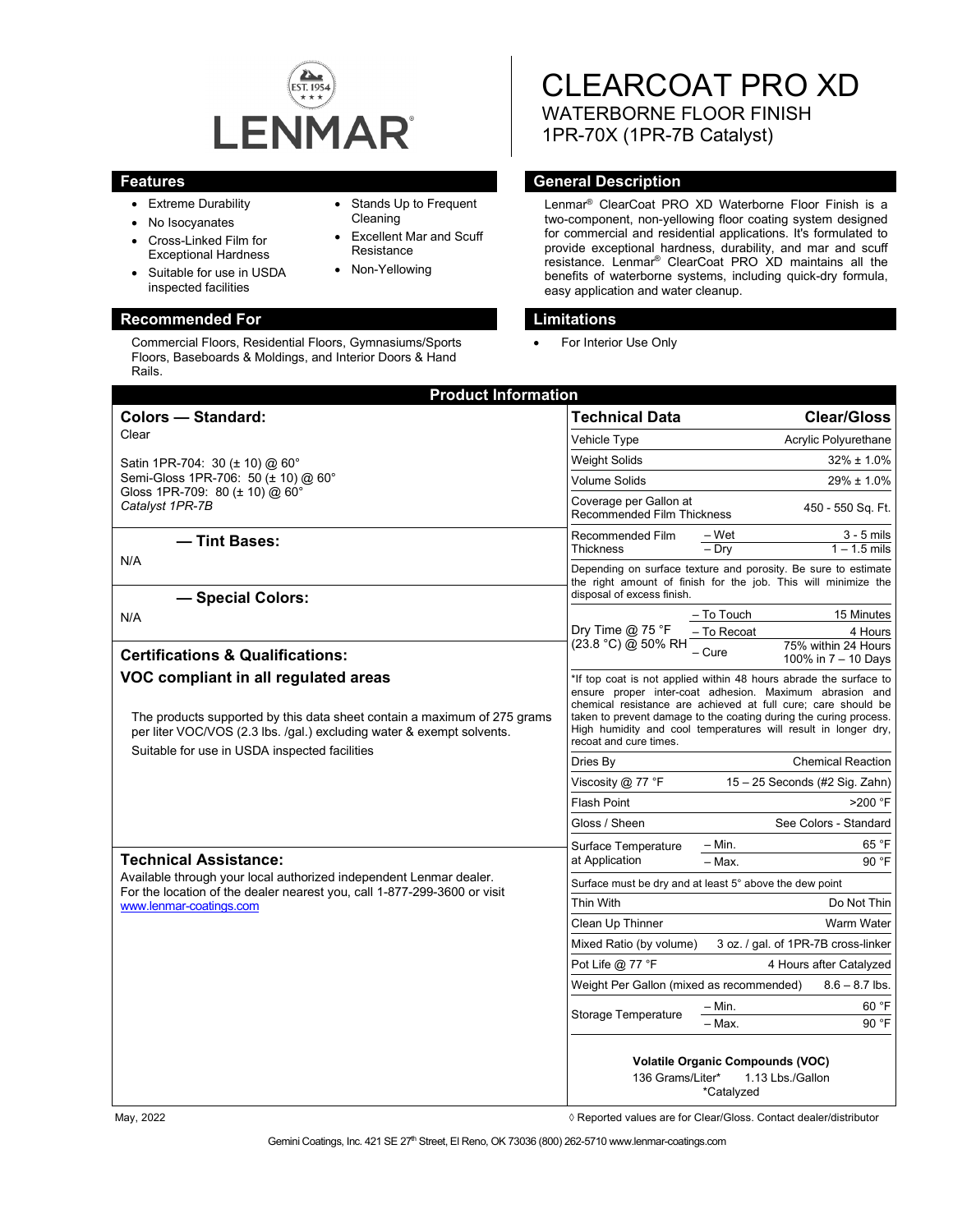LENMAR

# CLEARCOAT PRO XD

## WATERBORNE FLOOR FINISH
## 1PR-70X (1PR-7B Catalyst)

## Features

- Extreme Durability
- No Isocyanates
- Cross-Linked Film for Exceptional Hardness
- Suitable for use in USDA inspected facilities
- Stands Up to Frequent Cleaning
- Excellent Mar and Scuff Resistance
- Non-Yellowing

## General Description

Lenmar® ClearCoat PRO XD Waterborne Floor Finish is a two-component, non-yellowing floor coating system designed for commercial and residential applications. It's formulated to provide exceptional hardness, durability, and mar and scuff resistance. Lenmar® ClearCoat PRO XD maintains all the benefits of waterborne systems, including quick-dry formula, easy application and water cleanup.

## Recommended For

Commercial Floors, Residential Floors, Gymnasiums/Sports Floors, Baseboards & Moldings, and Interior Doors & Hand Rails.

## Limitations

- For Interior Use Only

## Product Information

### Colors — Standard:

Clear

Satin 1PR-704: 30 (± 10) @ 60°
Semi-Gloss 1PR-706: 50 (± 10) @ 60°
Gloss 1PR-709: 80 (± 10) @ 60°
*Catalyst 1PR-7B*

### — Tint Bases:

N/A

### — Special Colors:

N/A

### Certifications & Qualifications:

### VOC compliant in all regulated areas

The products supported by this data sheet contain a maximum of 275 grams per liter VOC/VOS (2.3 lbs. /gal.) excluding water & exempt solvents.

Suitable for use in USDA inspected facilities

### Technical Assistance:

Available through your local authorized independent Lenmar dealer. For the location of the dealer nearest you, call 1-877-299-3600 or visit www.lenmar-coatings.com

| Technical Data | | Clear/Gloss |
|---|---|---|
| Vehicle Type | | Acrylic Polyurethane |
| Weight Solids | | 32% ± 1.0% |
| Volume Solids | | 29% ± 1.0% |
| Coverage per Gallon at Recommended Film Thickness | | 450 - 550 Sq. Ft. |
| Recommended Film Thickness | – Wet | 3 - 5 mils |
| | – Dry | 1 – 1.5 mils |
| Depending on surface texture and porosity. Be sure to estimate the right amount of finish for the job. This will minimize the disposal of excess finish. | | |
| Dry Time @ 75 °F (23.8 °C) @ 50% RH | – To Touch | 15 Minutes |
| | – To Recoat | 4 Hours |
| | – Cure | 75% within 24 Hours<br>100% in 7 – 10 Days |
| *If top coat is not applied within 48 hours abrade the surface to ensure proper inter-coat adhesion. Maximum abrasion and chemical resistance are achieved at full cure; care should be taken to prevent damage to the coating during the curing process. High humidity and cool temperatures will result in longer dry, recoat and cure times. | | |
| Dries By | | Chemical Reaction |
| Viscosity @ 77 °F | | 15 – 25 Seconds (#2 Sig. Zahn) |
| Flash Point | | >200 °F |
| Gloss / Sheen | | See Colors - Standard |
| Surface Temperature at Application | – Min. | 65 °F |
| | – Max. | 90 °F |
| Surface must be dry and at least 5° above the dew point | | |
| Thin With | | Do Not Thin |
| Clean Up Thinner | | Warm Water |
| Mixed Ratio (by volume) | | 3 oz. / gal. of 1PR-7B cross-linker |
| Pot Life @ 77 °F | | 4 Hours after Catalyzed |
| Weight Per Gallon (mixed as recommended) | | 8.6 – 8.7 lbs. |
| Storage Temperature | – Min. | 60 °F |
| | – Max. | 90 °F |

**Volatile Organic Compounds (VOC)**
136 Grams/Liter* 1.13 Lbs./Gallon
*Catalyzed

May, 2022

◊ Reported values are for Clear/Gloss. Contact dealer/distributor

Gemini Coatings, Inc. 421 SE 27th Street, El Reno, OK 73036 (800) 262-5710 www.lenmar-coatings.com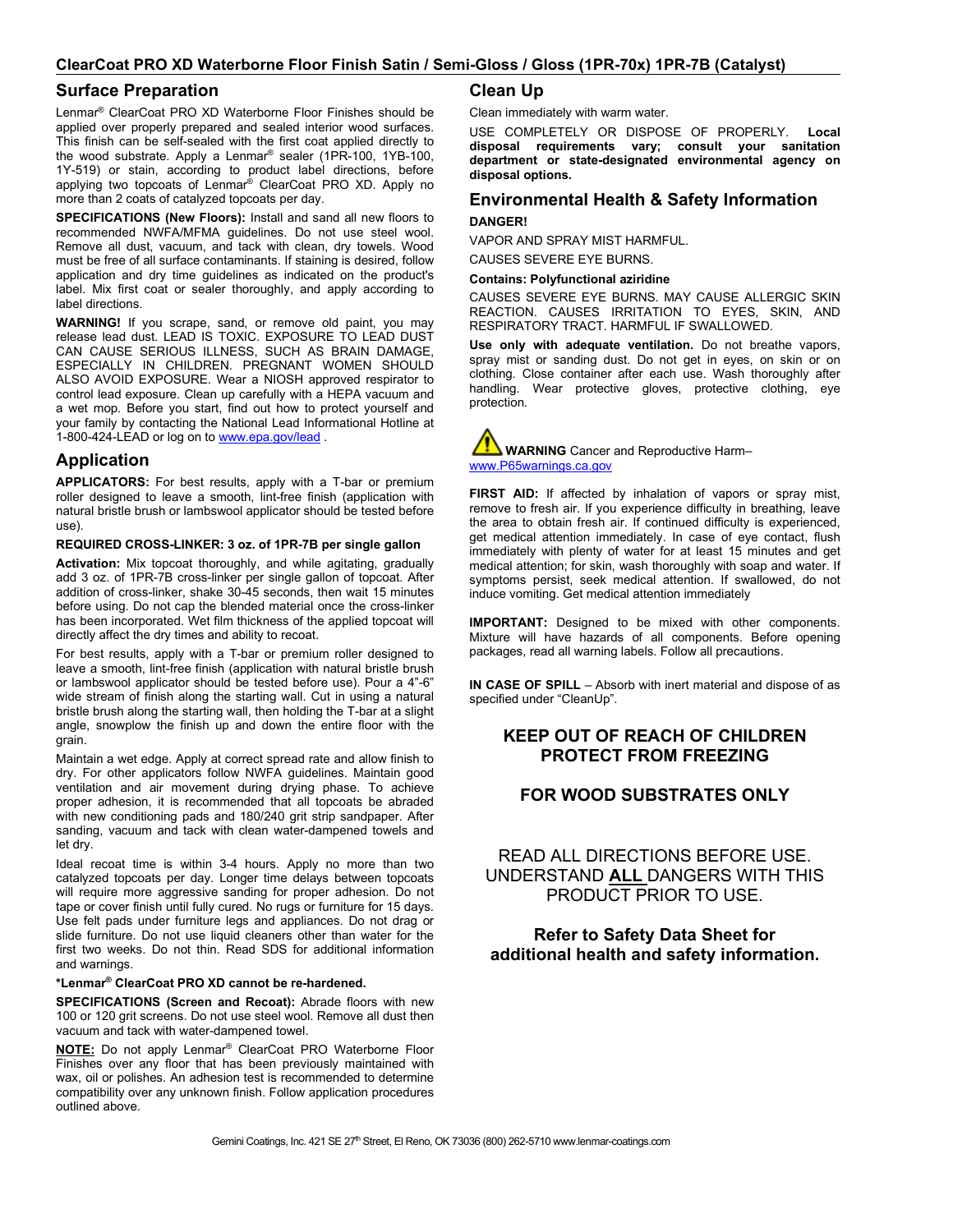# ClearCoat PRO XD Waterborne Floor Finish Satin / Semi-Gloss / Gloss (1PR-70x) 1PR-7B (Catalyst)

## Surface Preparation

Lenmar® ClearCoat PRO XD Waterborne Floor Finishes should be applied over properly prepared and sealed interior wood surfaces. This finish can be self-sealed with the first coat applied directly to the wood substrate. Apply a Lenmar® sealer (1PR-100, 1YB-100, 1Y-519) or stain, according to product label directions, before applying two topcoats of Lenmar® ClearCoat PRO XD. Apply no more than 2 coats of catalyzed topcoats per day.

**SPECIFICATIONS (New Floors):** Install and sand all new floors to recommended NWFA/MFMA guidelines. Do not use steel wool. Remove all dust, vacuum, and tack with clean, dry towels. Wood must be free of all surface contaminants. If staining is desired, follow application and dry time guidelines as indicated on the product's label. Mix first coat or sealer thoroughly, and apply according to label directions.

**WARNING!** If you scrape, sand, or remove old paint, you may release lead dust. LEAD IS TOXIC. EXPOSURE TO LEAD DUST CAN CAUSE SERIOUS ILLNESS, SUCH AS BRAIN DAMAGE, ESPECIALLY IN CHILDREN. PREGNANT WOMEN SHOULD ALSO AVOID EXPOSURE. Wear a NIOSH approved respirator to control lead exposure. Clean up carefully with a HEPA vacuum and a wet mop. Before you start, find out how to protect yourself and your family by contacting the National Lead Informational Hotline at 1-800-424-LEAD or log on to www.epa.gov/lead .

## Application

**APPLICATORS:** For best results, apply with a T-bar or premium roller designed to leave a smooth, lint-free finish (application with natural bristle brush or lambswool applicator should be tested before use).

**REQUIRED CROSS-LINKER: 3 oz. of 1PR-7B per single gallon**

**Activation:** Mix topcoat thoroughly, and while agitating, gradually add 3 oz. of 1PR-7B cross-linker per single gallon of topcoat. After addition of cross-linker, shake 30-45 seconds, then wait 15 minutes before using. Do not cap the blended material once the cross-linker has been incorporated. Wet film thickness of the applied topcoat will directly affect the dry times and ability to recoat.

For best results, apply with a T-bar or premium roller designed to leave a smooth, lint-free finish (application with natural bristle brush or lambswool applicator should be tested before use). Pour a 4"-6" wide stream of finish along the starting wall. Cut in using a natural bristle brush along the starting wall, then holding the T-bar at a slight angle, snowplow the finish up and down the entire floor with the grain.

Maintain a wet edge. Apply at correct spread rate and allow finish to dry. For other applicators follow NWFA guidelines. Maintain good ventilation and air movement during drying phase. To achieve proper adhesion, it is recommended that all topcoats be abraded with new conditioning pads and 180/240 grit strip sandpaper. After sanding, vacuum and tack with clean water-dampened towels and let dry.

Ideal recoat time is within 3-4 hours. Apply no more than two catalyzed topcoats per day. Longer time delays between topcoats will require more aggressive sanding for proper adhesion. Do not tape or cover finish until fully cured. No rugs or furniture for 15 days. Use felt pads under furniture legs and appliances. Do not drag or slide furniture. Do not use liquid cleaners other than water for the first two weeks. Do not thin. Read SDS for additional information and warnings.

**\*Lenmar® ClearCoat PRO XD cannot be re-hardened.**

**SPECIFICATIONS (Screen and Recoat):** Abrade floors with new 100 or 120 grit screens. Do not use steel wool. Remove all dust then vacuum and tack with water-dampened towel.

**NOTE:** Do not apply Lenmar® ClearCoat PRO Waterborne Floor Finishes over any floor that has been previously maintained with wax, oil or polishes. An adhesion test is recommended to determine compatibility over any unknown finish. Follow application procedures outlined above.

## Clean Up

Clean immediately with warm water.

USE COMPLETELY OR DISPOSE OF PROPERLY. **Local disposal requirements vary; consult your sanitation department or state-designated environmental agency on disposal options.**

## Environmental Health & Safety Information

**DANGER!**

VAPOR AND SPRAY MIST HARMFUL.

CAUSES SEVERE EYE BURNS.

**Contains: Polyfunctional aziridine**

CAUSES SEVERE EYE BURNS. MAY CAUSE ALLERGIC SKIN REACTION. CAUSES IRRITATION TO EYES, SKIN, AND RESPIRATORY TRACT. HARMFUL IF SWALLOWED.

**Use only with adequate ventilation.** Do not breathe vapors, spray mist or sanding dust. Do not get in eyes, on skin or on clothing. Close container after each use. Wash thoroughly after handling. Wear protective gloves, protective clothing, eye protection.

**WARNING** Cancer and Reproductive Harm– www.P65warnings.ca.gov

**FIRST AID:** If affected by inhalation of vapors or spray mist, remove to fresh air. If you experience difficulty in breathing, leave the area to obtain fresh air. If continued difficulty is experienced, get medical attention immediately. In case of eye contact, flush immediately with plenty of water for at least 15 minutes and get medical attention; for skin, wash thoroughly with soap and water. If symptoms persist, seek medical attention. If swallowed, do not induce vomiting. Get medical attention immediately

**IMPORTANT:** Designed to be mixed with other components. Mixture will have hazards of all components. Before opening packages, read all warning labels. Follow all precautions.

**IN CASE OF SPILL** – Absorb with inert material and dispose of as specified under "CleanUp".

**KEEP OUT OF REACH OF CHILDREN**
**PROTECT FROM FREEZING**

**FOR WOOD SUBSTRATES ONLY**

READ ALL DIRECTIONS BEFORE USE. UNDERSTAND **ALL** DANGERS WITH THIS PRODUCT PRIOR TO USE.

**Refer to Safety Data Sheet for additional health and safety information.**

Gemini Coatings, Inc. 421 SE 27th Street, El Reno, OK 73036 (800) 262-5710 www.lenmar-coatings.com